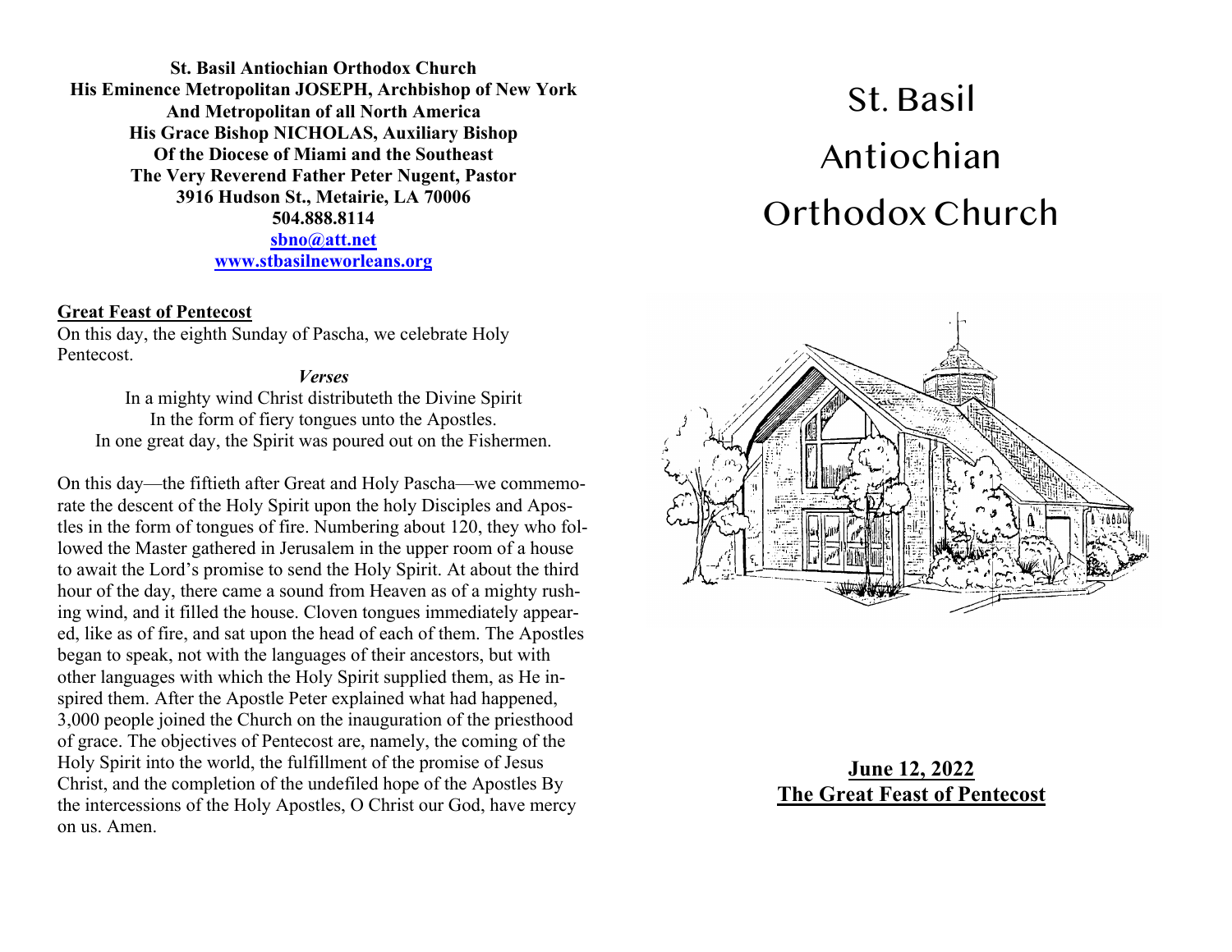**St. Basil Antiochian Orthodox Church**
**His Eminence Metropolitan JOSEPH, Archbishop of New York**
**And Metropolitan of all North America**
**His Grace Bishop NICHOLAS, Auxiliary Bishop**
**Of the Diocese of Miami and the Southeast**
**The Very Reverend Father Peter Nugent, Pastor**
**3916 Hudson St., Metairie, LA 70006**
**504.888.8114**
**sbno@att.net**
**www.stbasilneworleans.org**

## Great Feast of Pentecost

On this day, the eighth Sunday of Pascha, we celebrate Holy Pentecost.

***Verses***

In a mighty wind Christ distributeth the Divine Spirit
In the form of fiery tongues unto the Apostles.
In one great day, the Spirit was poured out on the Fishermen.

On this day—the fiftieth after Great and Holy Pascha—we commemorate the descent of the Holy Spirit upon the holy Disciples and Apostles in the form of tongues of fire. Numbering about 120, they who followed the Master gathered in Jerusalem in the upper room of a house to await the Lord's promise to send the Holy Spirit. At about the third hour of the day, there came a sound from Heaven as of a mighty rushing wind, and it filled the house. Cloven tongues immediately appeared, like as of fire, and sat upon the head of each of them. The Apostles began to speak, not with the languages of their ancestors, but with other languages with which the Holy Spirit supplied them, as He inspired them. After the Apostle Peter explained what had happened, 3,000 people joined the Church on the inauguration of the priesthood of grace. The objectives of Pentecost are, namely, the coming of the Holy Spirit into the world, the fulfillment of the promise of Jesus Christ, and the completion of the undefiled hope of the Apostles By the intercessions of the Holy Apostles, O Christ our God, have mercy on us. Amen.

# St. Basil Antiochian Orthodox Church

**June 12, 2022**
**The Great Feast of Pentecost**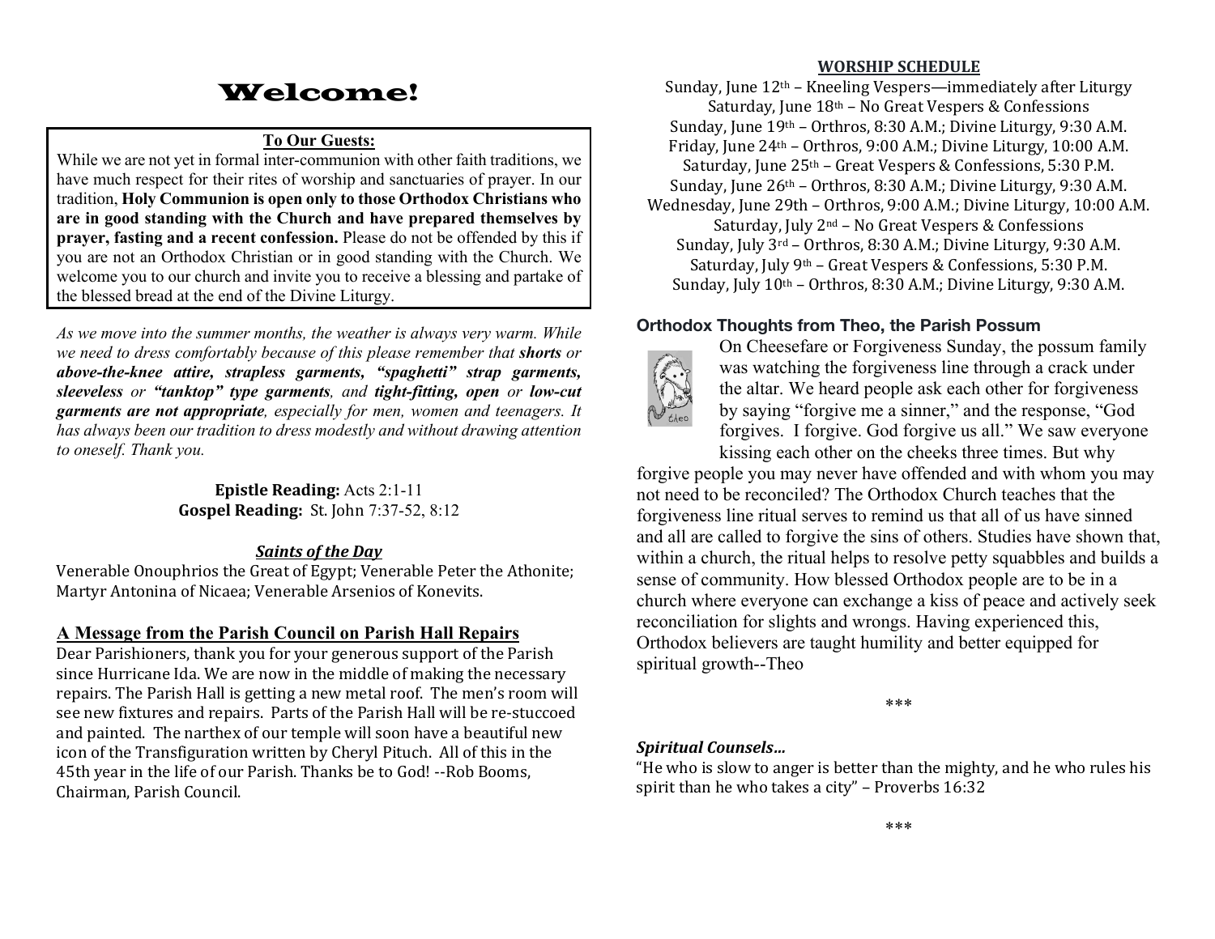# Welcome!

**To Our Guests:**

While we are not yet in formal inter-communion with other faith traditions, we have much respect for their rites of worship and sanctuaries of prayer. In our tradition, **Holy Communion is open only to those Orthodox Christians who are in good standing with the Church and have prepared themselves by prayer, fasting and a recent confession.** Please do not be offended by this if you are not an Orthodox Christian or in good standing with the Church. We welcome you to our church and invite you to receive a blessing and partake of the blessed bread at the end of the Divine Liturgy.

*As we move into the summer months, the weather is always very warm. While we need to dress comfortably because of this please remember that **shorts** or **above-the-knee attire, strapless garments, "spaghetti" strap garments, sleeveless** or **"tanktop" type garments**, and **tight-fitting, open** or **low-cut garments are not appropriate**, especially for men, women and teenagers. It has always been our tradition to dress modestly and without drawing attention to oneself. Thank you.*

**Epistle Reading:** Acts 2:1-11
**Gospel Reading:** St. John 7:37-52, 8:12

***Saints of the Day***

Venerable Onouphrios the Great of Egypt; Venerable Peter the Athonite; Martyr Antonina of Nicaea; Venerable Arsenios of Konevits.

## A Message from the Parish Council on Parish Hall Repairs

Dear Parishioners, thank you for your generous support of the Parish since Hurricane Ida. We are now in the middle of making the necessary repairs. The Parish Hall is getting a new metal roof. The men's room will see new fixtures and repairs. Parts of the Parish Hall will be re-stuccoed and painted. The narthex of our temple will soon have a beautiful new icon of the Transfiguration written by Cheryl Pituch. All of this in the 45th year in the life of our Parish. Thanks be to God! --Rob Booms, Chairman, Parish Council.

## WORSHIP SCHEDULE

Sunday, June 12th – Kneeling Vespers—immediately after Liturgy
Saturday, June 18th – No Great Vespers & Confessions
Sunday, June 19th – Orthros, 8:30 A.M.; Divine Liturgy, 9:30 A.M.
Friday, June 24th – Orthros, 9:00 A.M.; Divine Liturgy, 10:00 A.M.
Saturday, June 25th – Great Vespers & Confessions, 5:30 P.M.
Sunday, June 26th – Orthros, 8:30 A.M.; Divine Liturgy, 9:30 A.M.
Wednesday, June 29th – Orthros, 9:00 A.M.; Divine Liturgy, 10:00 A.M.
Saturday, July 2nd – No Great Vespers & Confessions
Sunday, July 3rd – Orthros, 8:30 A.M.; Divine Liturgy, 9:30 A.M.
Saturday, July 9th – Great Vespers & Confessions, 5:30 P.M.
Sunday, July 10th – Orthros, 8:30 A.M.; Divine Liturgy, 9:30 A.M.

## Orthodox Thoughts from Theo, the Parish Possum

On Cheesefare or Forgiveness Sunday, the possum family was watching the forgiveness line through a crack under the altar. We heard people ask each other for forgiveness by saying "forgive me a sinner," and the response, "God forgives. I forgive. God forgive us all." We saw everyone kissing each other on the cheeks three times. But why forgive people you may never have offended and with whom you may not need to be reconciled? The Orthodox Church teaches that the forgiveness line ritual serves to remind us that all of us have sinned and all are called to forgive the sins of others. Studies have shown that, within a church, the ritual helps to resolve petty squabbles and builds a sense of community. How blessed Orthodox people are to be in a church where everyone can exchange a kiss of peace and actively seek reconciliation for slights and wrongs. Having experienced this, Orthodox believers are taught humility and better equipped for spiritual growth--Theo

***

***Spiritual Counsels…***

"He who is slow to anger is better than the mighty, and he who rules his spirit than he who takes a city" – Proverbs 16:32

***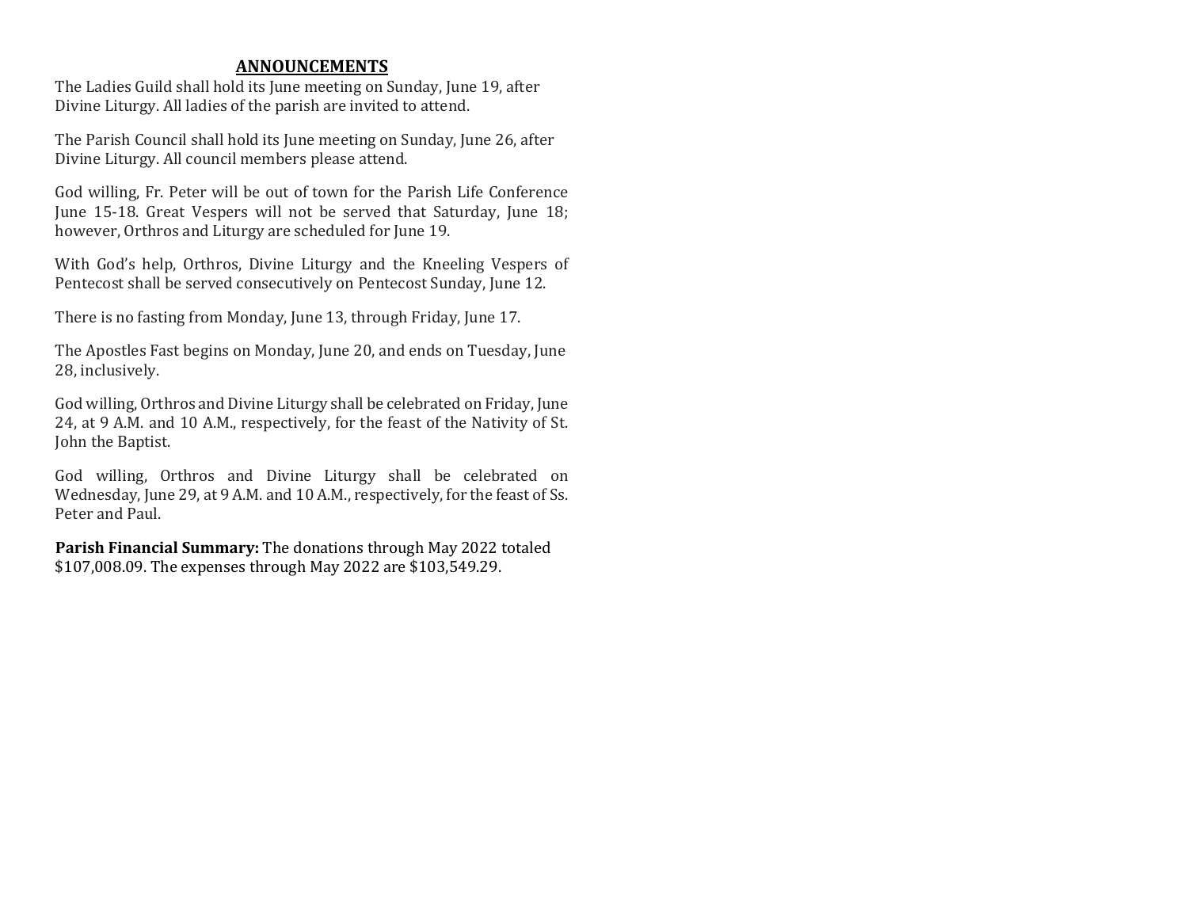## ANNOUNCEMENTS

The Ladies Guild shall hold its June meeting on Sunday, June 19, after Divine Liturgy. All ladies of the parish are invited to attend.

The Parish Council shall hold its June meeting on Sunday, June 26, after Divine Liturgy. All council members please attend.

God willing, Fr. Peter will be out of town for the Parish Life Conference June 15-18. Great Vespers will not be served that Saturday, June 18; however, Orthros and Liturgy are scheduled for June 19.

With God's help, Orthros, Divine Liturgy and the Kneeling Vespers of Pentecost shall be served consecutively on Pentecost Sunday, June 12.

There is no fasting from Monday, June 13, through Friday, June 17.

The Apostles Fast begins on Monday, June 20, and ends on Tuesday, June 28, inclusively.

God willing, Orthros and Divine Liturgy shall be celebrated on Friday, June 24, at 9 A.M. and 10 A.M., respectively, for the feast of the Nativity of St. John the Baptist.

God willing, Orthros and Divine Liturgy shall be celebrated on Wednesday, June 29, at 9 A.M. and 10 A.M., respectively, for the feast of Ss. Peter and Paul.

**Parish Financial Summary:** The donations through May 2022 totaled $107,008.09. The expenses through May 2022 are $103,549.29.